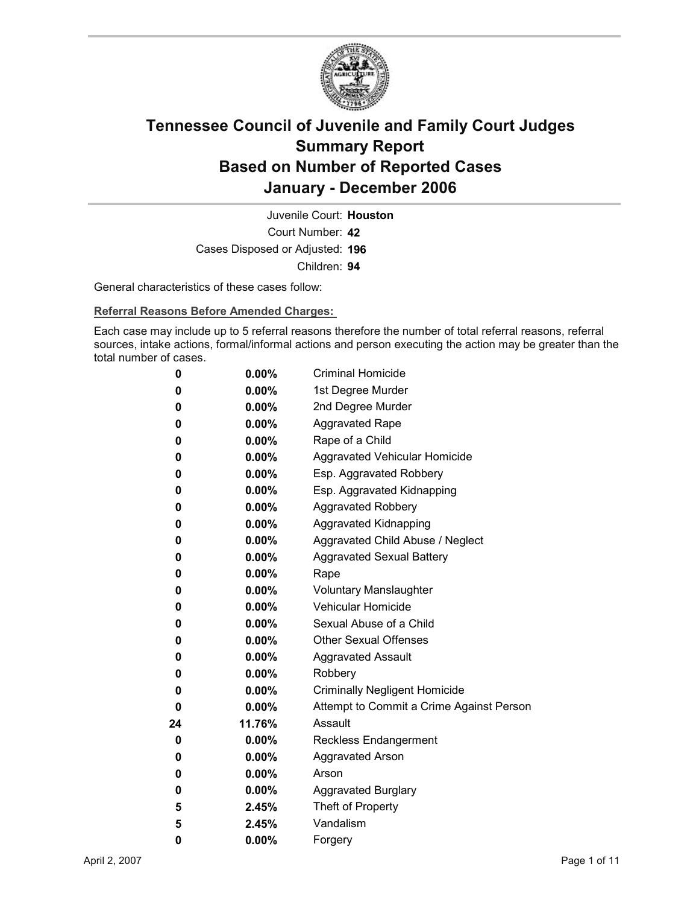# Tennessee Council of Juvenile and Family Court Judges
# Summary Report
# Based on Number of Reported Cases
# January - December 2006

Juvenile Court: **Houston**

Court Number: **42**

Cases Disposed or Adjusted: **196**

Children: **94**

General characteristics of these cases follow:

**Referral Reasons Before Amended Charges:**

Each case may include up to 5 referral reasons therefore the number of total referral reasons, referral sources, intake actions, formal/informal actions and person executing the action may be greater than the total number of cases.

| | | |
|---|---|---|
| **0** | **0.00%** | Criminal Homicide |
| **0** | **0.00%** | 1st Degree Murder |
| **0** | **0.00%** | 2nd Degree Murder |
| **0** | **0.00%** | Aggravated Rape |
| **0** | **0.00%** | Rape of a Child |
| **0** | **0.00%** | Aggravated Vehicular Homicide |
| **0** | **0.00%** | Esp. Aggravated Robbery |
| **0** | **0.00%** | Esp. Aggravated Kidnapping |
| **0** | **0.00%** | Aggravated Robbery |
| **0** | **0.00%** | Aggravated Kidnapping |
| **0** | **0.00%** | Aggravated Child Abuse / Neglect |
| **0** | **0.00%** | Aggravated Sexual Battery |
| **0** | **0.00%** | Rape |
| **0** | **0.00%** | Voluntary Manslaughter |
| **0** | **0.00%** | Vehicular Homicide |
| **0** | **0.00%** | Sexual Abuse of a Child |
| **0** | **0.00%** | Other Sexual Offenses |
| **0** | **0.00%** | Aggravated Assault |
| **0** | **0.00%** | Robbery |
| **0** | **0.00%** | Criminally Negligent Homicide |
| **0** | **0.00%** | Attempt to Commit a Crime Against Person |
| **24** | **11.76%** | Assault |
| **0** | **0.00%** | Reckless Endangerment |
| **0** | **0.00%** | Aggravated Arson |
| **0** | **0.00%** | Arson |
| **0** | **0.00%** | Aggravated Burglary |
| **5** | **2.45%** | Theft of Property |
| **5** | **2.45%** | Vandalism |
| **0** | **0.00%** | Forgery |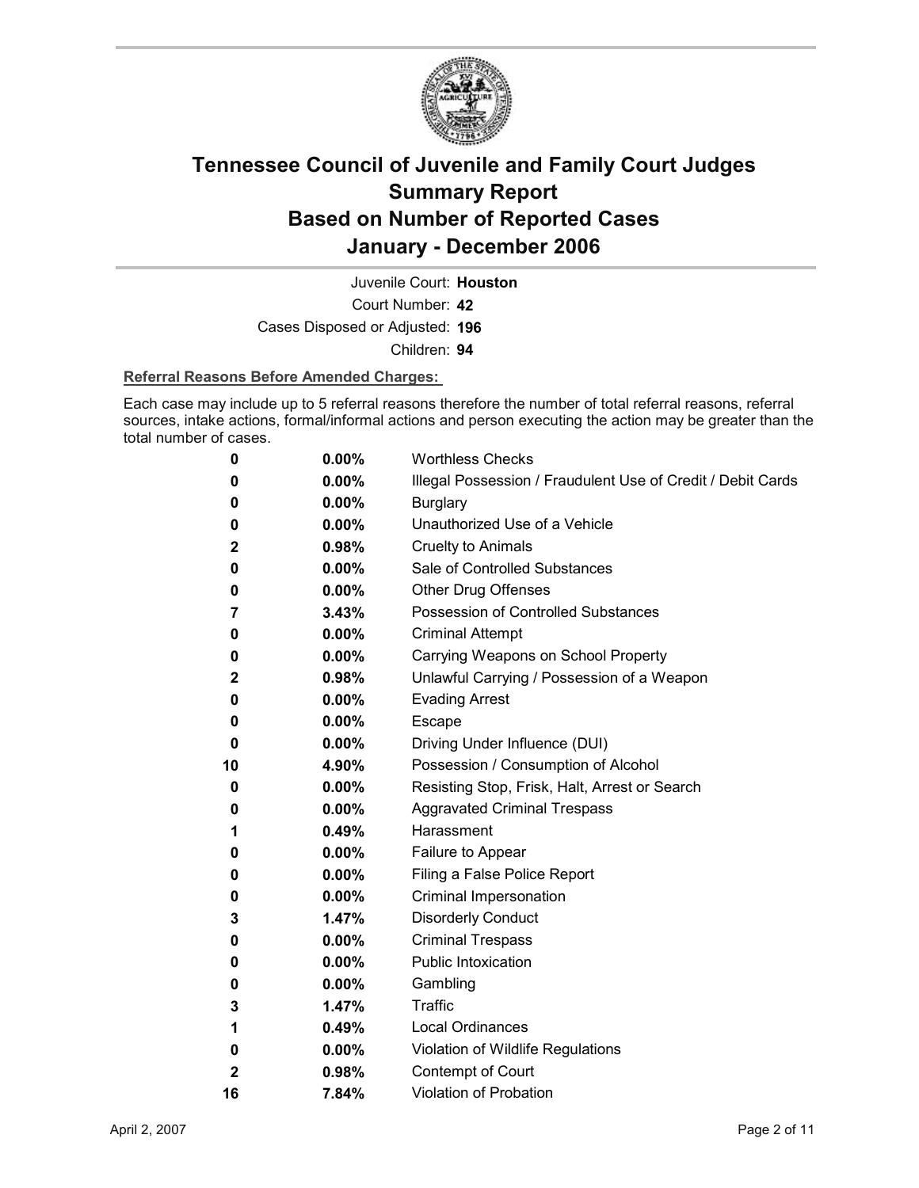# Tennessee Council of Juvenile and Family Court Judges
# Summary Report
# Based on Number of Reported Cases
# January - December 2006

Juvenile Court: **Houston**

Court Number: **42**

Cases Disposed or Adjusted: **196**

Children: **94**

**Referral Reasons Before Amended Charges:**

Each case may include up to 5 referral reasons therefore the number of total referral reasons, referral sources, intake actions, formal/informal actions and person executing the action may be greater than the total number of cases.

| Count | Percent | Referral Reason |
|---|---|---|
| 0 | 0.00% | Worthless Checks |
| 0 | 0.00% | Illegal Possession / Fraudulent Use of Credit / Debit Cards |
| 0 | 0.00% | Burglary |
| 0 | 0.00% | Unauthorized Use of a Vehicle |
| 2 | 0.98% | Cruelty to Animals |
| 0 | 0.00% | Sale of Controlled Substances |
| 0 | 0.00% | Other Drug Offenses |
| 7 | 3.43% | Possession of Controlled Substances |
| 0 | 0.00% | Criminal Attempt |
| 0 | 0.00% | Carrying Weapons on School Property |
| 2 | 0.98% | Unlawful Carrying / Possession of a Weapon |
| 0 | 0.00% | Evading Arrest |
| 0 | 0.00% | Escape |
| 0 | 0.00% | Driving Under Influence (DUI) |
| 10 | 4.90% | Possession / Consumption of Alcohol |
| 0 | 0.00% | Resisting Stop, Frisk, Halt, Arrest or Search |
| 0 | 0.00% | Aggravated Criminal Trespass |
| 1 | 0.49% | Harassment |
| 0 | 0.00% | Failure to Appear |
| 0 | 0.00% | Filing a False Police Report |
| 0 | 0.00% | Criminal Impersonation |
| 3 | 1.47% | Disorderly Conduct |
| 0 | 0.00% | Criminal Trespass |
| 0 | 0.00% | Public Intoxication |
| 0 | 0.00% | Gambling |
| 3 | 1.47% | Traffic |
| 1 | 0.49% | Local Ordinances |
| 0 | 0.00% | Violation of Wildlife Regulations |
| 2 | 0.98% | Contempt of Court |
| 16 | 7.84% | Violation of Probation |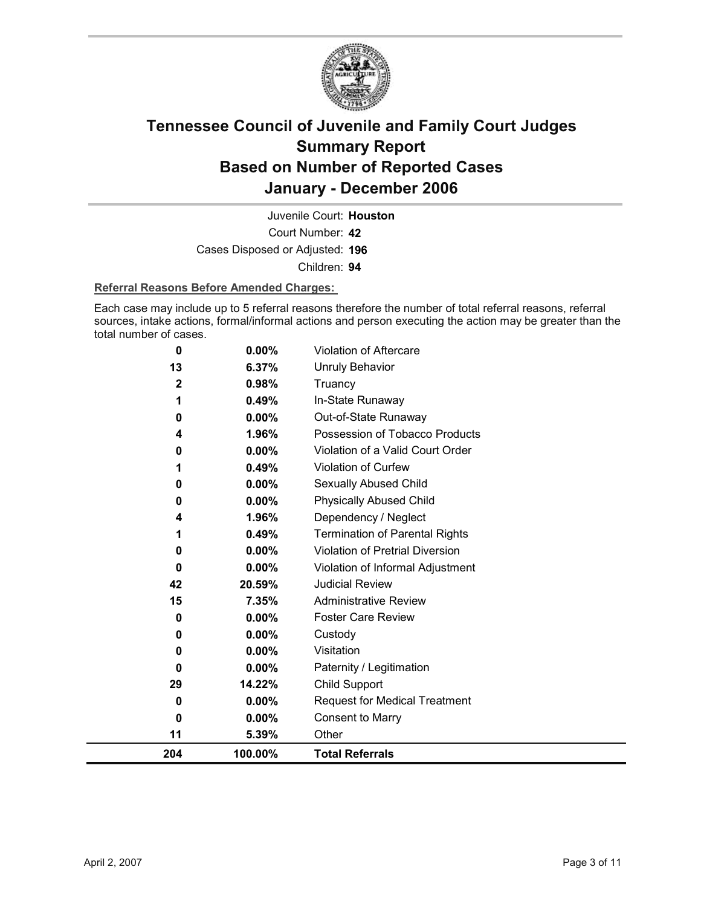# Tennessee Council of Juvenile and Family Court Judges Summary Report Based on Number of Reported Cases January - December 2006

Juvenile Court: **Houston**

Court Number: **42**

Cases Disposed or Adjusted: **196**

Children: **94**

**Referral Reasons Before Amended Charges:**

Each case may include up to 5 referral reasons therefore the number of total referral reasons, referral sources, intake actions, formal/informal actions and person executing the action may be greater than the total number of cases.

| Count | Percent | Referral Reason |
|---|---|---|
| 0 | 0.00% | Violation of Aftercare |
| 13 | 6.37% | Unruly Behavior |
| 2 | 0.98% | Truancy |
| 1 | 0.49% | In-State Runaway |
| 0 | 0.00% | Out-of-State Runaway |
| 4 | 1.96% | Possession of Tobacco Products |
| 0 | 0.00% | Violation of a Valid Court Order |
| 1 | 0.49% | Violation of Curfew |
| 0 | 0.00% | Sexually Abused Child |
| 0 | 0.00% | Physically Abused Child |
| 4 | 1.96% | Dependency / Neglect |
| 1 | 0.49% | Termination of Parental Rights |
| 0 | 0.00% | Violation of Pretrial Diversion |
| 0 | 0.00% | Violation of Informal Adjustment |
| 42 | 20.59% | Judicial Review |
| 15 | 7.35% | Administrative Review |
| 0 | 0.00% | Foster Care Review |
| 0 | 0.00% | Custody |
| 0 | 0.00% | Visitation |
| 0 | 0.00% | Paternity / Legitimation |
| 29 | 14.22% | Child Support |
| 0 | 0.00% | Request for Medical Treatment |
| 0 | 0.00% | Consent to Marry |
| 11 | 5.39% | Other |
| **204** | **100.00%** | **Total Referrals** |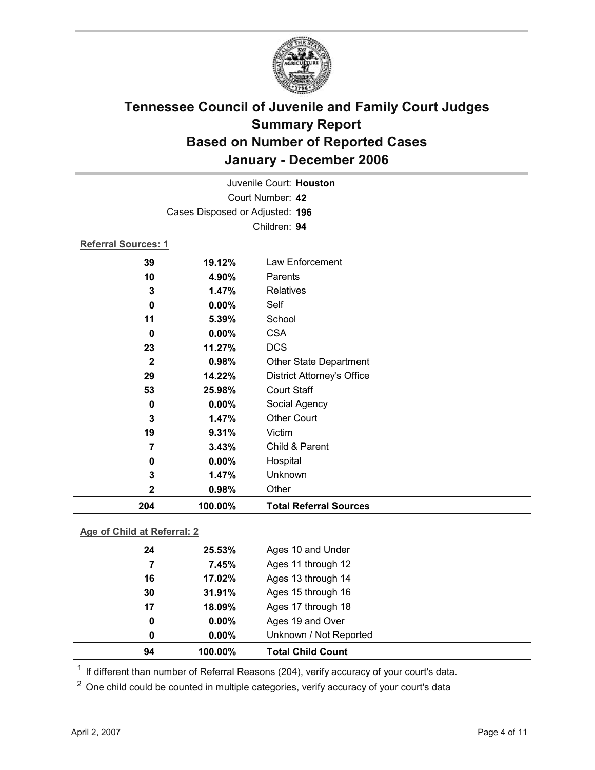# Tennessee Council of Juvenile and Family Court Judges
## Summary Report
## Based on Number of Reported Cases
## January - December 2006

Juvenile Court: **Houston**

Court Number: **42**

Cases Disposed or Adjusted: **196**

Children: **94**

**Referral Sources: 1**

| Count | Percent | Source |
|---|---|---|
| 39 | 19.12% | Law Enforcement |
| 10 | 4.90% | Parents |
| 3 | 1.47% | Relatives |
| 0 | 0.00% | Self |
| 11 | 5.39% | School |
| 0 | 0.00% | CSA |
| 23 | 11.27% | DCS |
| 2 | 0.98% | Other State Department |
| 29 | 14.22% | District Attorney's Office |
| 53 | 25.98% | Court Staff |
| 0 | 0.00% | Social Agency |
| 3 | 1.47% | Other Court |
| 19 | 9.31% | Victim |
| 7 | 3.43% | Child & Parent |
| 0 | 0.00% | Hospital |
| 3 | 1.47% | Unknown |
| 2 | 0.98% | Other |
| **204** | **100.00%** | **Total Referral Sources** |

**Age of Child at Referral: 2**

| Count | Percent | Age |
|---|---|---|
| 24 | 25.53% | Ages 10 and Under |
| 7 | 7.45% | Ages 11 through 12 |
| 16 | 17.02% | Ages 13 through 14 |
| 30 | 31.91% | Ages 15 through 16 |
| 17 | 18.09% | Ages 17 through 18 |
| 0 | 0.00% | Ages 19 and Over |
| 0 | 0.00% | Unknown / Not Reported |
| **94** | **100.00%** | **Total Child Count** |

[1] If different than number of Referral Reasons (204), verify accuracy of your court's data.

[2] One child could be counted in multiple categories, verify accuracy of your court's data

April 2, 2007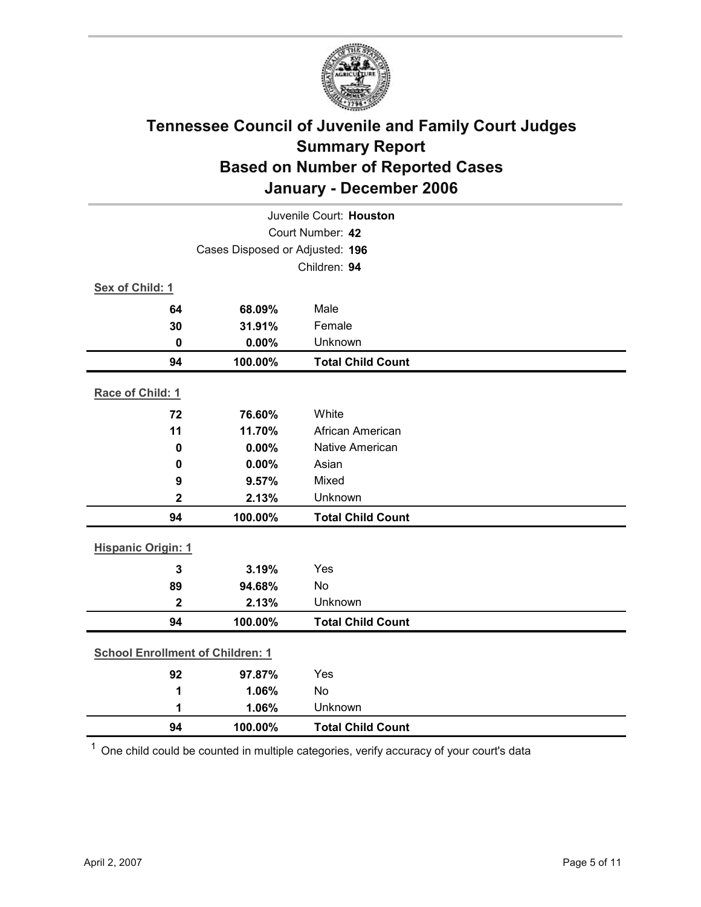# Tennessee Council of Juvenile and Family Court Judges
## Summary Report
## Based on Number of Reported Cases
## January - December 2006

Juvenile Court: **Houston**

Court Number: **42**

Cases Disposed or Adjusted: **196**

Children: **94**

**Sex of Child: 1**

| | | |
|---|---|---|
| **64** | **68.09%** | Male |
| **30** | **31.91%** | Female |
| **0** | **0.00%** | Unknown |
| **94** | **100.00%** | **Total Child Count** |

**Race of Child: 1**

| | | |
|---|---|---|
| **72** | **76.60%** | White |
| **11** | **11.70%** | African American |
| **0** | **0.00%** | Native American |
| **0** | **0.00%** | Asian |
| **9** | **9.57%** | Mixed |
| **2** | **2.13%** | Unknown |
| **94** | **100.00%** | **Total Child Count** |

**Hispanic Origin: 1**

| | | |
|---|---|---|
| **3** | **3.19%** | Yes |
| **89** | **94.68%** | No |
| **2** | **2.13%** | Unknown |
| **94** | **100.00%** | **Total Child Count** |

**School Enrollment of Children: 1**

| | | |
|---|---|---|
| **92** | **97.87%** | Yes |
| **1** | **1.06%** | No |
| **1** | **1.06%** | Unknown |
| **94** | **100.00%** | **Total Child Count** |

[1] One child could be counted in multiple categories, verify accuracy of your court's data

April 2, 2007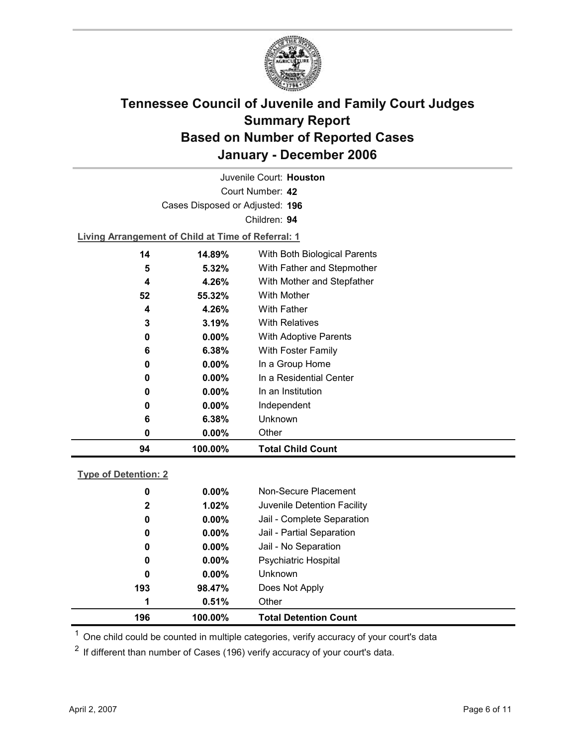# Tennessee Council of Juvenile and Family Court Judges
## Summary Report
## Based on Number of Reported Cases
## January - December 2006

Juvenile Court: **Houston**

Court Number: **42**

Cases Disposed or Adjusted: **196**

Children: **94**

**Living Arrangement of Child at Time of Referral: 1**

| Count | Percent | Category |
|---|---|---|
| 14 | 14.89% | With Both Biological Parents |
| 5 | 5.32% | With Father and Stepmother |
| 4 | 4.26% | With Mother and Stepfather |
| 52 | 55.32% | With Mother |
| 4 | 4.26% | With Father |
| 3 | 3.19% | With Relatives |
| 0 | 0.00% | With Adoptive Parents |
| 6 | 6.38% | With Foster Family |
| 0 | 0.00% | In a Group Home |
| 0 | 0.00% | In a Residential Center |
| 0 | 0.00% | In an Institution |
| 0 | 0.00% | Independent |
| 6 | 6.38% | Unknown |
| 0 | 0.00% | Other |
| **94** | **100.00%** | **Total Child Count** |

**Type of Detention: 2**

| Count | Percent | Category |
|---|---|---|
| 0 | 0.00% | Non-Secure Placement |
| 2 | 1.02% | Juvenile Detention Facility |
| 0 | 0.00% | Jail - Complete Separation |
| 0 | 0.00% | Jail - Partial Separation |
| 0 | 0.00% | Jail - No Separation |
| 0 | 0.00% | Psychiatric Hospital |
| 0 | 0.00% | Unknown |
| 193 | 98.47% | Does Not Apply |
| 1 | 0.51% | Other |
| **196** | **100.00%** | **Total Detention Count** |

[1] One child could be counted in multiple categories, verify accuracy of your court's data

[2] If different than number of Cases (196) verify accuracy of your court's data.

April 2, 2007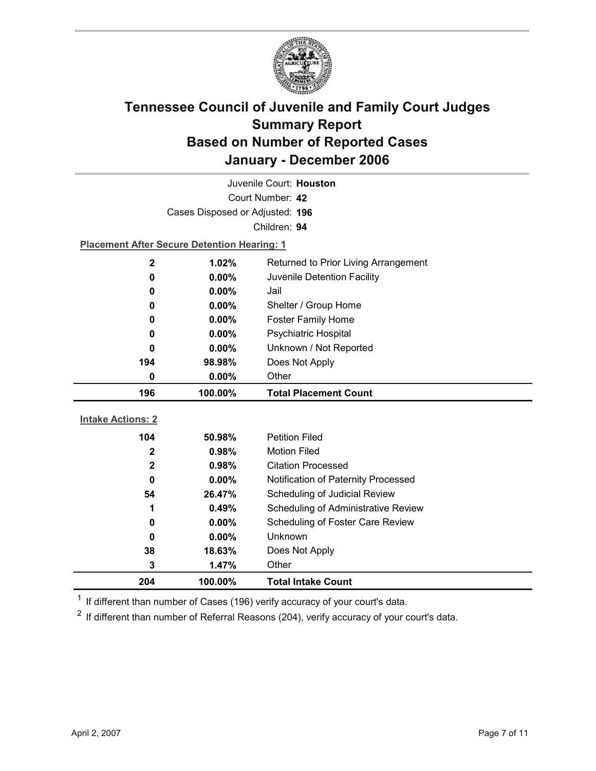# Tennessee Council of Juvenile and Family Court Judges Summary Report Based on Number of Reported Cases January - December 2006

Juvenile Court: **Houston**

Court Number: **42**

Cases Disposed or Adjusted: **196**

Children: **94**

**Placement After Secure Detention Hearing: 1**

| Count | Percent | Placement |
|---|---|---|
| 2 | 1.02% | Returned to Prior Living Arrangement |
| 0 | 0.00% | Juvenile Detention Facility |
| 0 | 0.00% | Jail |
| 0 | 0.00% | Shelter / Group Home |
| 0 | 0.00% | Foster Family Home |
| 0 | 0.00% | Psychiatric Hospital |
| 0 | 0.00% | Unknown / Not Reported |
| 194 | 98.98% | Does Not Apply |
| 0 | 0.00% | Other |
| **196** | **100.00%** | **Total Placement Count** |

**Intake Actions: 2**

| Count | Percent | Intake Action |
|---|---|---|
| 104 | 50.98% | Petition Filed |
| 2 | 0.98% | Motion Filed |
| 2 | 0.98% | Citation Processed |
| 0 | 0.00% | Notification of Paternity Processed |
| 54 | 26.47% | Scheduling of Judicial Review |
| 1 | 0.49% | Scheduling of Administrative Review |
| 0 | 0.00% | Scheduling of Foster Care Review |
| 0 | 0.00% | Unknown |
| 38 | 18.63% | Does Not Apply |
| 3 | 1.47% | Other |
| **204** | **100.00%** | **Total Intake Count** |

[1] If different than number of Cases (196) verify accuracy of your court's data.

[2] If different than number of Referral Reasons (204), verify accuracy of your court's data.

April 2, 2007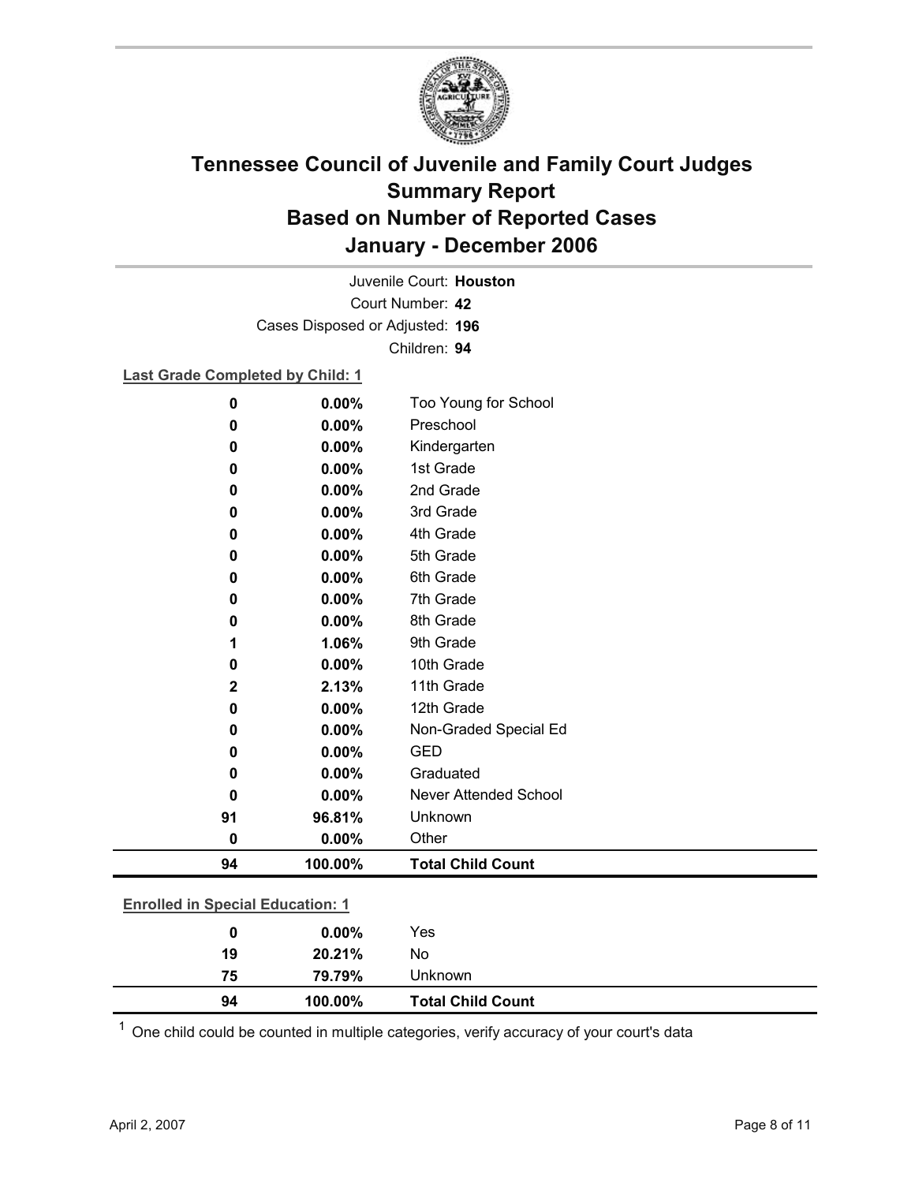# Tennessee Council of Juvenile and Family Court Judges
## Summary Report
## Based on Number of Reported Cases
## January - December 2006

Juvenile Court: **Houston**

Court Number: **42**

Cases Disposed or Adjusted: **196**

Children: **94**

**Last Grade Completed by Child: 1**

| Count | Percent | Category |
|---|---|---|
| 0 | 0.00% | Too Young for School |
| 0 | 0.00% | Preschool |
| 0 | 0.00% | Kindergarten |
| 0 | 0.00% | 1st Grade |
| 0 | 0.00% | 2nd Grade |
| 0 | 0.00% | 3rd Grade |
| 0 | 0.00% | 4th Grade |
| 0 | 0.00% | 5th Grade |
| 0 | 0.00% | 6th Grade |
| 0 | 0.00% | 7th Grade |
| 0 | 0.00% | 8th Grade |
| 1 | 1.06% | 9th Grade |
| 0 | 0.00% | 10th Grade |
| 2 | 2.13% | 11th Grade |
| 0 | 0.00% | 12th Grade |
| 0 | 0.00% | Non-Graded Special Ed |
| 0 | 0.00% | GED |
| 0 | 0.00% | Graduated |
| 0 | 0.00% | Never Attended School |
| 91 | 96.81% | Unknown |
| 0 | 0.00% | Other |
| **94** | **100.00%** | **Total Child Count** |

**Enrolled in Special Education: 1**

| Count | Percent | Category |
|---|---|---|
| 0 | 0.00% | Yes |
| 19 | 20.21% | No |
| 75 | 79.79% | Unknown |
| **94** | **100.00%** | **Total Child Count** |

[1] One child could be counted in multiple categories, verify accuracy of your court's data

April 2, 2007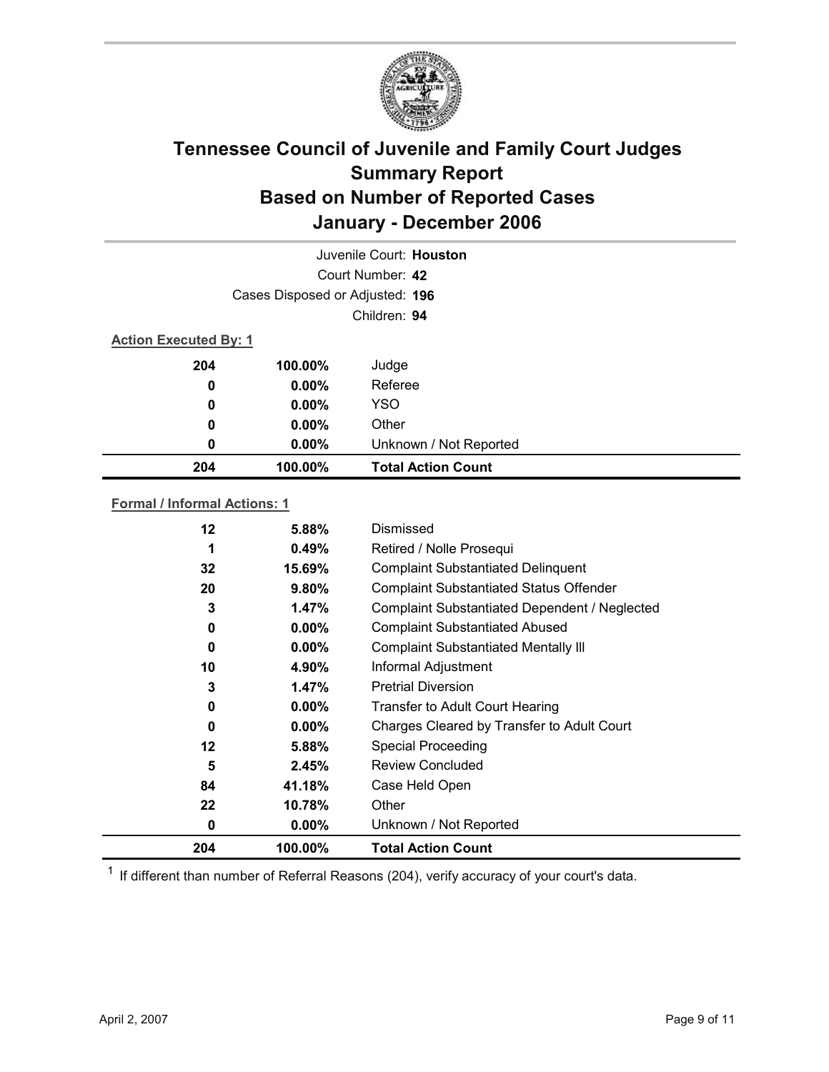# Tennessee Council of Juvenile and Family Court Judges
## Summary Report
## Based on Number of Reported Cases
## January - December 2006

Juvenile Court: **Houston**

Court Number: **42**

Cases Disposed or Adjusted: **196**

Children: **94**

**Action Executed By: 1**

| Count | Percent | Action Executed By |
|---|---|---|
| 204 | 100.00% | Judge |
| 0 | 0.00% | Referee |
| 0 | 0.00% | YSO |
| 0 | 0.00% | Other |
| 0 | 0.00% | Unknown / Not Reported |
| **204** | **100.00%** | **Total Action Count** |

**Formal / Informal Actions: 1**

| Count | Percent | Formal / Informal Action |
|---|---|---|
| 12 | 5.88% | Dismissed |
| 1 | 0.49% | Retired / Nolle Prosequi |
| 32 | 15.69% | Complaint Substantiated Delinquent |
| 20 | 9.80% | Complaint Substantiated Status Offender |
| 3 | 1.47% | Complaint Substantiated Dependent / Neglected |
| 0 | 0.00% | Complaint Substantiated Abused |
| 0 | 0.00% | Complaint Substantiated Mentally Ill |
| 10 | 4.90% | Informal Adjustment |
| 3 | 1.47% | Pretrial Diversion |
| 0 | 0.00% | Transfer to Adult Court Hearing |
| 0 | 0.00% | Charges Cleared by Transfer to Adult Court |
| 12 | 5.88% | Special Proceeding |
| 5 | 2.45% | Review Concluded |
| 84 | 41.18% | Case Held Open |
| 22 | 10.78% | Other |
| 0 | 0.00% | Unknown / Not Reported |
| **204** | **100.00%** | **Total Action Count** |

[1] If different than number of Referral Reasons (204), verify accuracy of your court's data.

April 2, 2007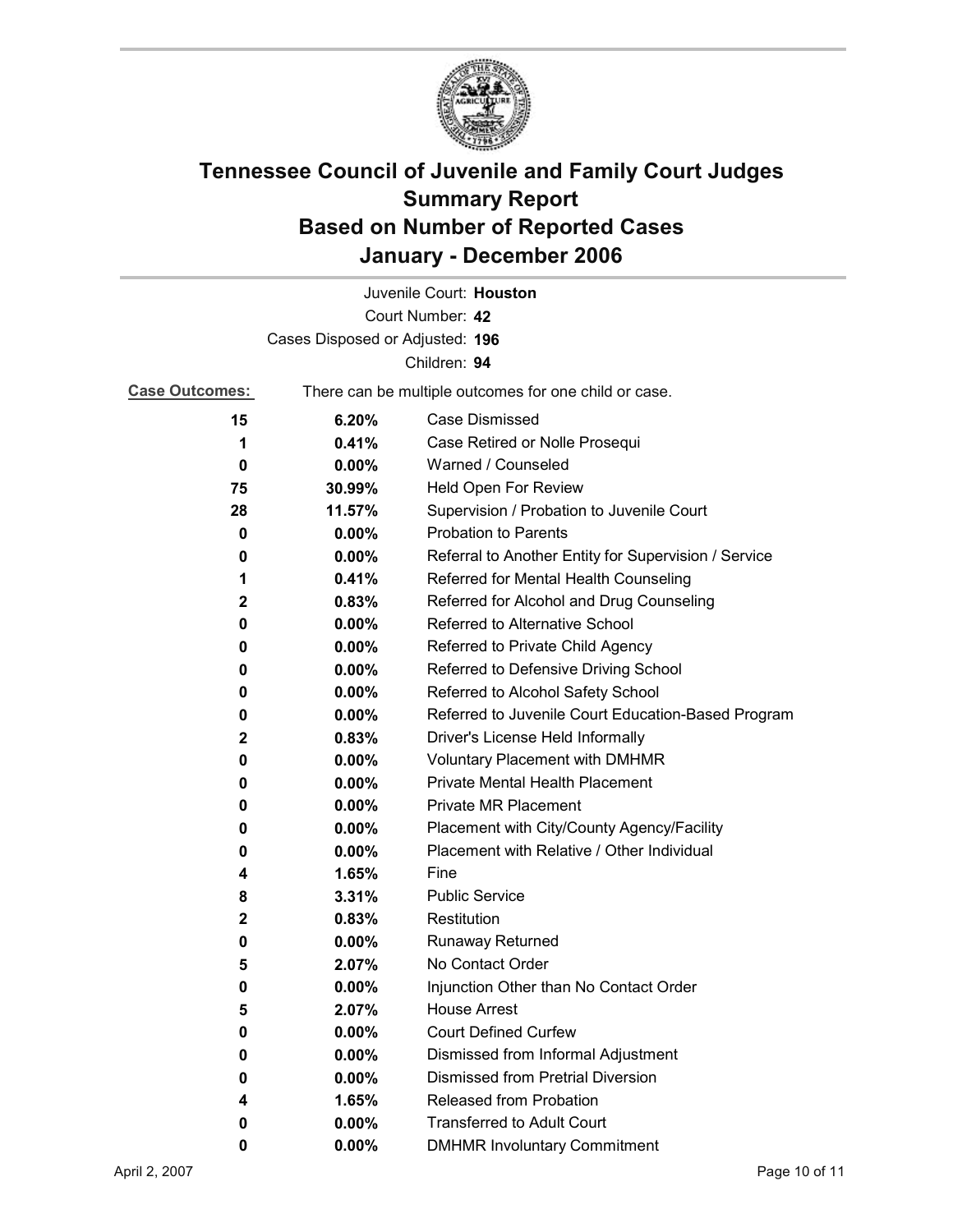# Tennessee Council of Juvenile and Family Court Judges Summary Report Based on Number of Reported Cases January - December 2006

Juvenile Court: **Houston**

Court Number: **42**

Cases Disposed or Adjusted: **196**

Children: **94**

**Case Outcomes:** There can be multiple outcomes for one child or case.

| | | |
|---|---|---|
| **15** | **6.20%** | Case Dismissed |
| **1** | **0.41%** | Case Retired or Nolle Prosequi |
| **0** | **0.00%** | Warned / Counseled |
| **75** | **30.99%** | Held Open For Review |
| **28** | **11.57%** | Supervision / Probation to Juvenile Court |
| **0** | **0.00%** | Probation to Parents |
| **0** | **0.00%** | Referral to Another Entity for Supervision / Service |
| **1** | **0.41%** | Referred for Mental Health Counseling |
| **2** | **0.83%** | Referred for Alcohol and Drug Counseling |
| **0** | **0.00%** | Referred to Alternative School |
| **0** | **0.00%** | Referred to Private Child Agency |
| **0** | **0.00%** | Referred to Defensive Driving School |
| **0** | **0.00%** | Referred to Alcohol Safety School |
| **0** | **0.00%** | Referred to Juvenile Court Education-Based Program |
| **2** | **0.83%** | Driver's License Held Informally |
| **0** | **0.00%** | Voluntary Placement with DMHMR |
| **0** | **0.00%** | Private Mental Health Placement |
| **0** | **0.00%** | Private MR Placement |
| **0** | **0.00%** | Placement with City/County Agency/Facility |
| **0** | **0.00%** | Placement with Relative / Other Individual |
| **4** | **1.65%** | Fine |
| **8** | **3.31%** | Public Service |
| **2** | **0.83%** | Restitution |
| **0** | **0.00%** | Runaway Returned |
| **5** | **2.07%** | No Contact Order |
| **0** | **0.00%** | Injunction Other than No Contact Order |
| **5** | **2.07%** | House Arrest |
| **0** | **0.00%** | Court Defined Curfew |
| **0** | **0.00%** | Dismissed from Informal Adjustment |
| **0** | **0.00%** | Dismissed from Pretrial Diversion |
| **4** | **1.65%** | Released from Probation |
| **0** | **0.00%** | Transferred to Adult Court |
| **0** | **0.00%** | DMHMR Involuntary Commitment |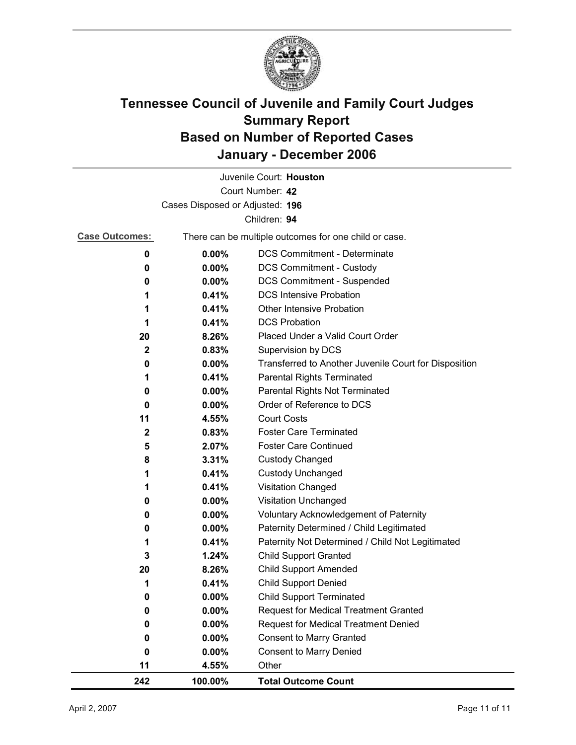# Tennessee Council of Juvenile and Family Court Judges Summary Report Based on Number of Reported Cases January - December 2006

Juvenile Court: **Houston**

Court Number: **42**

Cases Disposed or Adjusted: **196**

Children: **94**

**Case Outcomes:** There can be multiple outcomes for one child or case.

| | | |
|---|---|---|
| 0 | 0.00% | DCS Commitment - Determinate |
| 0 | 0.00% | DCS Commitment - Custody |
| 0 | 0.00% | DCS Commitment - Suspended |
| 1 | 0.41% | DCS Intensive Probation |
| 1 | 0.41% | Other Intensive Probation |
| 1 | 0.41% | DCS Probation |
| 20 | 8.26% | Placed Under a Valid Court Order |
| 2 | 0.83% | Supervision by DCS |
| 0 | 0.00% | Transferred to Another Juvenile Court for Disposition |
| 1 | 0.41% | Parental Rights Terminated |
| 0 | 0.00% | Parental Rights Not Terminated |
| 0 | 0.00% | Order of Reference to DCS |
| 11 | 4.55% | Court Costs |
| 2 | 0.83% | Foster Care Terminated |
| 5 | 2.07% | Foster Care Continued |
| 8 | 3.31% | Custody Changed |
| 1 | 0.41% | Custody Unchanged |
| 1 | 0.41% | Visitation Changed |
| 0 | 0.00% | Visitation Unchanged |
| 0 | 0.00% | Voluntary Acknowledgement of Paternity |
| 0 | 0.00% | Paternity Determined / Child Legitimated |
| 1 | 0.41% | Paternity Not Determined / Child Not Legitimated |
| 3 | 1.24% | Child Support Granted |
| 20 | 8.26% | Child Support Amended |
| 1 | 0.41% | Child Support Denied |
| 0 | 0.00% | Child Support Terminated |
| 0 | 0.00% | Request for Medical Treatment Granted |
| 0 | 0.00% | Request for Medical Treatment Denied |
| 0 | 0.00% | Consent to Marry Granted |
| 0 | 0.00% | Consent to Marry Denied |
| 11 | 4.55% | Other |
| **242** | **100.00%** | **Total Outcome Count** |

April 2, 2007